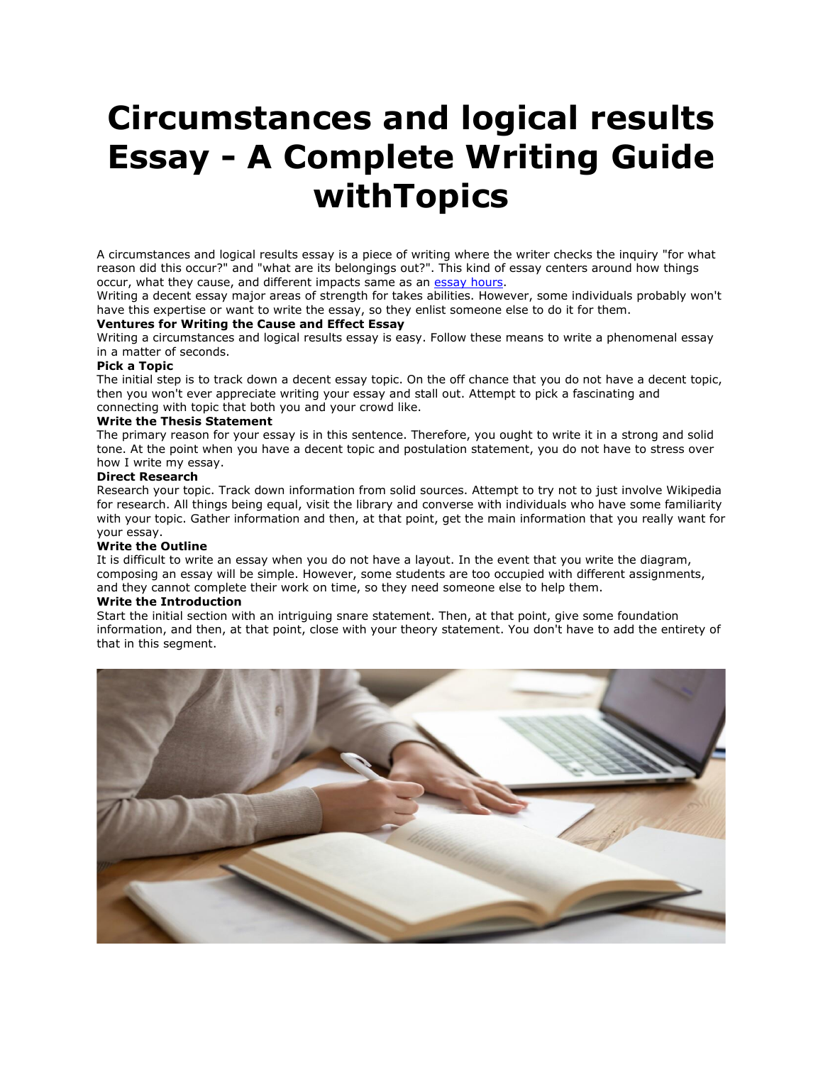# Circumstances and logical results Essay - A Complete Writing Guide withTopics

A circumstances and logical results essay is a piece of writing where the writer checks the inquiry "for what reason did this occur?" and "what are its belongings out?". This kind of essay centers around how things occur, what they cause, and different impacts same as an [essay hours](essay hours).

Writing a decent essay major areas of strength for takes abilities. However, some individuals probably won't have this expertise or want to write the essay, so they enlist someone else to do it for them.

**Ventures for Writing the Cause and Effect Essay**

Writing a circumstances and logical results essay is easy. Follow these means to write a phenomenal essay in a matter of seconds.

**Pick a Topic**

The initial step is to track down a decent essay topic. On the off chance that you do not have a decent topic, then you won't ever appreciate writing your essay and stall out. Attempt to pick a fascinating and connecting with topic that both you and your crowd like.

**Write the Thesis Statement**

The primary reason for your essay is in this sentence. Therefore, you ought to write it in a strong and solid tone. At the point when you have a decent topic and postulation statement, you do not have to stress over how I write my essay.

**Direct Research**

Research your topic. Track down information from solid sources. Attempt to try not to just involve Wikipedia for research. All things being equal, visit the library and converse with individuals who have some familiarity with your topic. Gather information and then, at that point, get the main information that you really want for your essay.

**Write the Outline**

It is difficult to write an essay when you do not have a layout. In the event that you write the diagram, composing an essay will be simple. However, some students are too occupied with different assignments, and they cannot complete their work on time, so they need someone else to help them.

**Write the Introduction**

Start the initial section with an intriguing snare statement. Then, at that point, give some foundation information, and then, at that point, close with your theory statement. You don't have to add the entirety of that in this segment.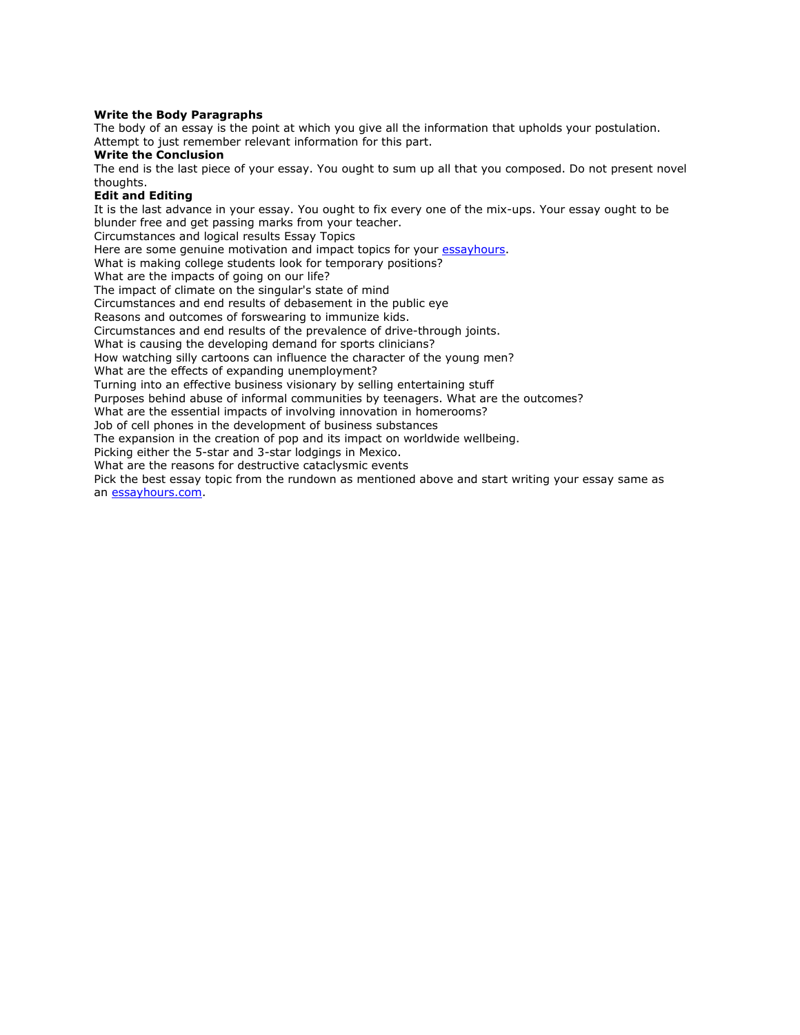**Write the Body Paragraphs**

The body of an essay is the point at which you give all the information that upholds your postulation. Attempt to just remember relevant information for this part.

**Write the Conclusion**

The end is the last piece of your essay. You ought to sum up all that you composed. Do not present novel thoughts.

**Edit and Editing**

It is the last advance in your essay. You ought to fix every one of the mix-ups. Your essay ought to be blunder free and get passing marks from your teacher.

Circumstances and logical results Essay Topics

Here are some genuine motivation and impact topics for your [essayhours](essayhours).

What is making college students look for temporary positions?

What are the impacts of going on our life?

The impact of climate on the singular's state of mind

Circumstances and end results of debasement in the public eye

Reasons and outcomes of forswearing to immunize kids.

Circumstances and end results of the prevalence of drive-through joints.

What is causing the developing demand for sports clinicians?

How watching silly cartoons can influence the character of the young men?

What are the effects of expanding unemployment?

Turning into an effective business visionary by selling entertaining stuff

Purposes behind abuse of informal communities by teenagers. What are the outcomes?

What are the essential impacts of involving innovation in homerooms?

Job of cell phones in the development of business substances

The expansion in the creation of pop and its impact on worldwide wellbeing.

Picking either the 5-star and 3-star lodgings in Mexico.

What are the reasons for destructive cataclysmic events

Pick the best essay topic from the rundown as mentioned above and start writing your essay same as an [essayhours.com](essayhours.com).